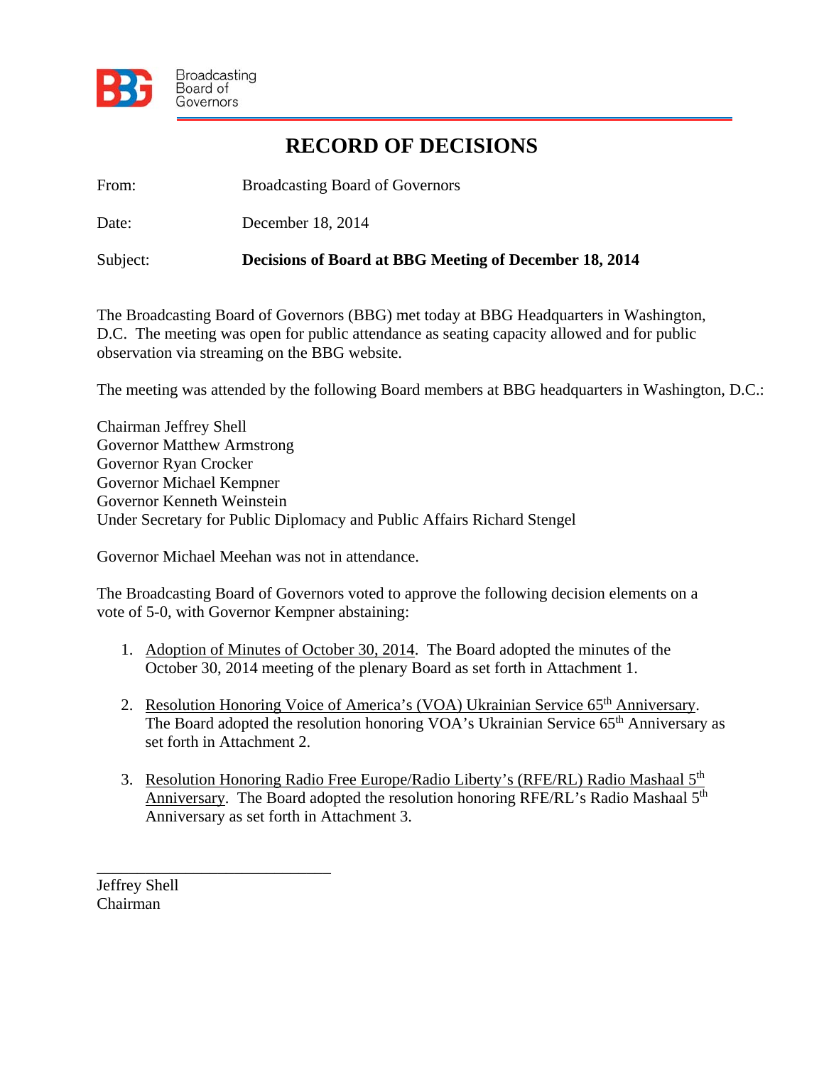Broadcasting Board of Governors

# RECORD OF DECISIONS

From: Broadcasting Board of Governors

Date: December 18, 2014

Subject: **Decisions of Board at BBG Meeting of December 18, 2014**

The Broadcasting Board of Governors (BBG) met today at BBG Headquarters in Washington, D.C. The meeting was open for public attendance as seating capacity allowed and for public observation via streaming on the BBG website.

The meeting was attended by the following Board members at BBG headquarters in Washington, D.C.:

Chairman Jeffrey Shell
Governor Matthew Armstrong
Governor Ryan Crocker
Governor Michael Kempner
Governor Kenneth Weinstein
Under Secretary for Public Diplomacy and Public Affairs Richard Stengel

Governor Michael Meehan was not in attendance.

The Broadcasting Board of Governors voted to approve the following decision elements on a vote of 5-0, with Governor Kempner abstaining:

1. Adoption of Minutes of October 30, 2014. The Board adopted the minutes of the October 30, 2014 meeting of the plenary Board as set forth in Attachment 1.

2. Resolution Honoring Voice of America's (VOA) Ukrainian Service 65th Anniversary. The Board adopted the resolution honoring VOA's Ukrainian Service 65th Anniversary as set forth in Attachment 2.

3. Resolution Honoring Radio Free Europe/Radio Liberty's (RFE/RL) Radio Mashaal 5th Anniversary. The Board adopted the resolution honoring RFE/RL's Radio Mashaal 5th Anniversary as set forth in Attachment 3.

\_\_\_\_\_\_\_\_\_\_\_\_\_\_\_\_\_\_\_\_\_\_\_\_\_\_\_\_\_\_

Jeffrey Shell
Chairman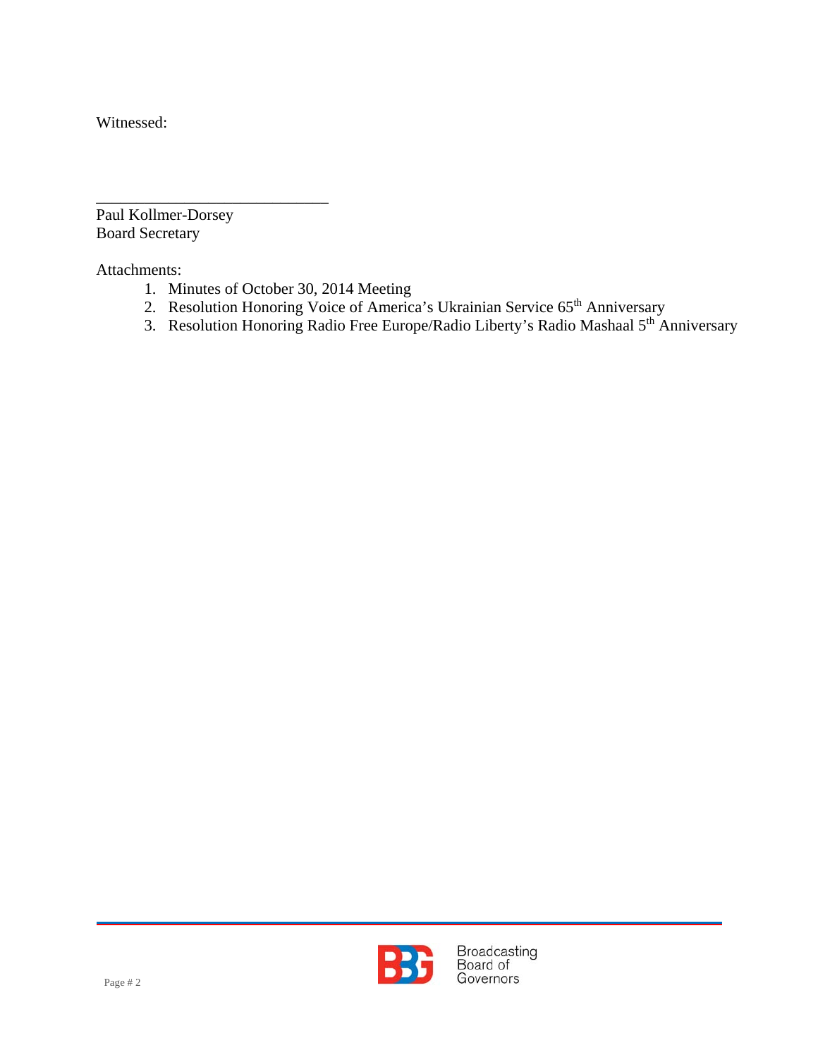Witnessed:

\_\_\_\_\_\_\_\_\_\_\_\_\_\_\_\_\_\_\_\_\_\_\_\_\_\_\_\_\_\_

Paul Kollmer-Dorsey
Board Secretary

Attachments:

1. Minutes of October 30, 2014 Meeting
2. Resolution Honoring Voice of America's Ukrainian Service 65th Anniversary
3. Resolution Honoring Radio Free Europe/Radio Liberty's Radio Mashaal 5th Anniversary